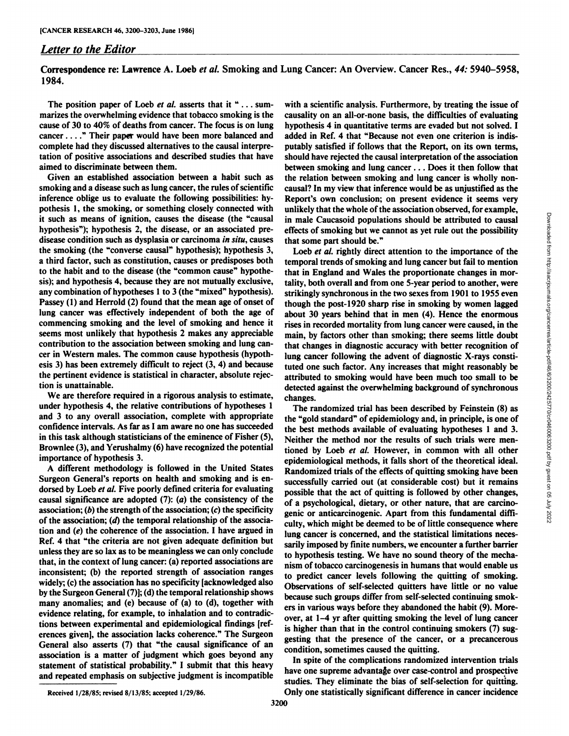## *Letter to the Editor*

**Correspondence re: Lawrence A. Loeb *et al.* Smoking and Lung Cancer: An Overview. Cancer Res., *44:* 5940–5958, 1984.**

The position paper of Loeb *et al.* asserts that it "... summarizes the overwhelming evidence that tobacco smoking is the cause of 30 to 40% of deaths from cancer. The focus is on lung cancer ...." Their paper would have been more balanced and complete had they discussed alternatives to the causal interpretation of positive associations and described studies that have aimed to discriminate between them.

Given an established association between a habit such as smoking and a disease such as lung cancer, the rules of scientific inference oblige us to evaluate the following possibilities: hypothesis 1, the smoking, or something closely connected with it such as means of ignition, causes the disease (the "causal hypothesis"); hypothesis 2, the disease, or an associated predisease condition such as dysplasia or carcinoma *in situ*, causes the smoking (the "converse causal" hypothesis); hypothesis 3, a third factor, such as constitution, causes or predisposes both to the habit and to the disease (the "common cause" hypothesis); and hypothesis 4, because they are not mutually exclusive, any combination of hypotheses 1 to 3 (the "mixed" hypothesis). Passey (1) and Herrold (2) found that the mean age of onset of lung cancer was effectively independent of both the age of commencing smoking and the level of smoking and hence it seems most unlikely that hypothesis 2 makes any appreciable contribution to the association between smoking and lung cancer in Western males. The common cause hypothesis (hypothesis 3) has been extremely difficult to reject (3, 4) and because the pertinent evidence is statistical in character, absolute rejection is unattainable.

We are therefore required in a rigorous analysis to estimate, under hypothesis 4, the relative contributions of hypotheses 1 and 3 to any overall association, complete with appropriate confidence intervals. As far as I am aware no one has succeeded in this task although statisticians of the eminence of Fisher (5), Brownlee (3), and Yerushalmy (6) have recognized the potential importance of hypothesis 3.

A different methodology is followed in the United States Surgeon General's reports on health and smoking and is endorsed by Loeb *et al.* Five poorly defined criteria for evaluating causal significance are adopted (7): (*a*) the consistency of the association; (*b*) the strength of the association; (*c*) the specificity of the association; (*d*) the temporal relationship of the association and (*e*) the coherence of the association. I have argued in Ref. 4 that "the criteria are not given adequate definition but unless they are so lax as to be meaningless we can only conclude that, in the context of lung cancer: (a) reported associations are inconsistent; (b) the reported strength of association ranges widely; (c) the association has no specificity [acknowledged also by the Surgeon General (7)]; (d) the temporal relationship shows many anomalies; and (e) because of (a) to (d), together with evidence relating, for example, to inhalation and to contradictions between experimental and epidemiological findings [references given], the association lacks coherence." The Surgeon General also asserts (7) that "the causal significance of an association is a matter of judgment which goes beyond any statement of statistical probability." I submit that this heavy and repeated emphasis on subjective judgment is incompatible with a scientific analysis. Furthermore, by treating the issue of causality on an all-or-none basis, the difficulties of evaluating hypothesis 4 in quantitative terms are evaded but not solved. I added in Ref. 4 that "Because not even one criterion is indisputably satisfied if follows that the Report, on its own terms, should have rejected the causal interpretation of the association between smoking and lung cancer ... Does it then follow that the relation between smoking and lung cancer is wholly noncausal? In my view that inference would be as unjustified as the Report's own conclusion; on present evidence it seems very unlikely that the whole of the association observed, for example, in male Caucasoid populations should be attributed to causal effects of smoking but we cannot as yet rule out the possibility that some part should be."

Loeb *et al.* rightly direct attention to the importance of the temporal trends of smoking and lung cancer but fail to mention that in England and Wales the proportionate changes in mortality, both overall and from one 5-year period to another, were strikingly synchronous in the two sexes from 1901 to 1955 even though the post-1920 sharp rise in smoking by women lagged about 30 years behind that in men (4). Hence the enormous rises in recorded mortality from lung cancer were caused, in the main, by factors other than smoking; there seems little doubt that changes in diagnostic accuracy with better recognition of lung cancer following the advent of diagnostic X-rays constituted one such factor. Any increases that might reasonably be attributed to smoking would have been much too small to be detected against the overwhelming background of synchronous changes.

The randomized trial has been described by Feinstein (8) as the "gold standard" of epidemiology and, in principle, is one of the best methods available of evaluating hypotheses 1 and 3. Neither the method nor the results of such trials were mentioned by Loeb *et al.* However, in common with all other epidemiological methods, it falls short of the theoretical ideal. Randomized trials of the effects of quitting smoking have been successfully carried out (at considerable cost) but it remains possible that the act of quitting is followed by other changes, of a psychological, dietary, or other nature, that are carcinogenic or anticarcinogenic. Apart from this fundamental difficulty, which might be deemed to be of little consequence where lung cancer is concerned, and the statistical limitations necessarily imposed by finite numbers, we encounter a further barrier to hypothesis testing. We have no sound theory of the mechanism of tobacco carcinogenesis in humans that would enable us to predict cancer levels following the quitting of smoking. Observations of self-selected quitters have little or no value because such groups differ from self-selected continuing smokers in various ways before they abandoned the habit (9). Moreover, at 1–4 yr after quitting smoking the level of lung cancer is higher than that in the control continuing smokers (7) suggesting that the presence of the cancer, or a precancerous condition, sometimes caused the quitting.

In spite of the complications randomized intervention trials have one supreme advantage over case-control and prospective studies. They eliminate the bias of self-selection for quitting. Only one statistically significant difference in cancer incidence

Received 1/28/85; revised 8/13/85; accepted 1/29/86.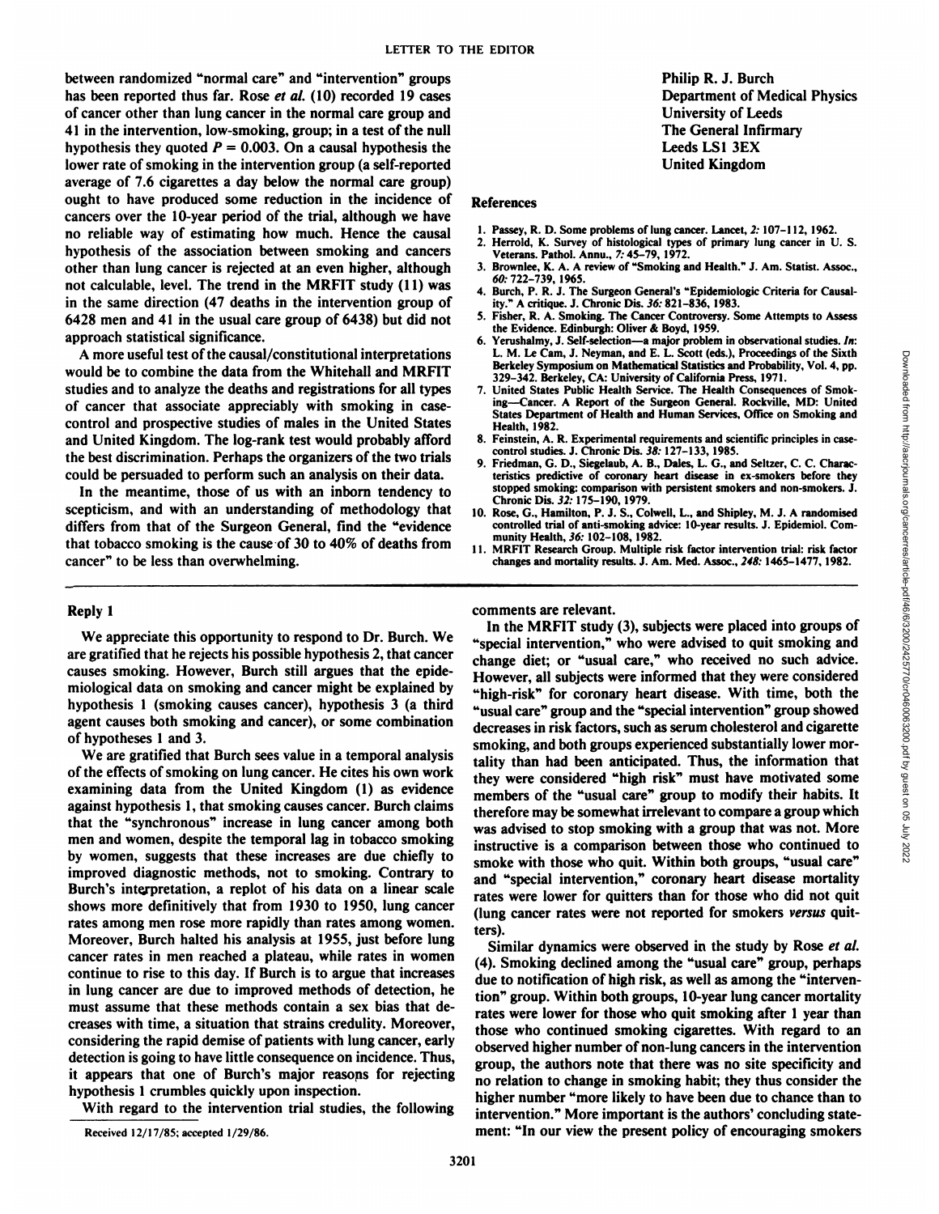between randomized "normal care" and "intervention" groups has been reported thus far. Rose *et al.* (10) recorded 19 cases of cancer other than lung cancer in the normal care group and 41 in the intervention, low-smoking, group; in a test of the null hypothesis they quoted $P = 0.003$. On a causal hypothesis the lower rate of smoking in the intervention group (a self-reported average of 7.6 cigarettes a day below the normal care group) ought to have produced some reduction in the incidence of cancers over the 10-year period of the trial, although we have no reliable way of estimating how much. Hence the causal hypothesis of the association between smoking and cancers other than lung cancer is rejected at an even higher, although not calculable, level. The trend in the MRFIT study (11) was in the same direction (47 deaths in the intervention group of 6428 men and 41 in the usual care group of 6438) but did not approach statistical significance.

A more useful test of the causal/constitutional interpretations would be to combine the data from the Whitehall and MRFIT studies and to analyze the deaths and registrations for all types of cancer that associate appreciably with smoking in case-control and prospective studies of males in the United States and United Kingdom. The log-rank test would probably afford the best discrimination. Perhaps the organizers of the two trials could be persuaded to perform such an analysis on their data.

In the meantime, those of us with an inborn tendency to scepticism, and with an understanding of methodology that differs from that of the Surgeon General, find the "evidence that tobacco smoking is the cause of 30 to 40% of deaths from cancer" to be less than overwhelming.

Philip R. J. Burch
Department of Medical Physics
University of Leeds
The General Infirmary
Leeds LS1 3EX
United Kingdom

## References

1. Passey, R. D. Some problems of lung cancer. Lancet, *2:* 107–112, 1962.
2. Herrold, K. Survey of histological types of primary lung cancer in U. S. Veterans. Pathol. Annu., *7:* 45–79, 1972.
3. Brownlee, K. A. A review of "Smoking and Health." J. Am. Statist. Assoc., *60:* 722–739, 1965.
4. Burch, P. R. J. The Surgeon General's "Epidemiologic Criteria for Causality." A critique. J. Chronic Dis. *36:* 821–836, 1983.
5. Fisher, R. A. Smoking. The Cancer Controversy. Some Attempts to Assess the Evidence. Edinburgh: Oliver & Boyd, 1959.
6. Yerushalmy, J. Self-selection—a major problem in observational studies. *In:* L. M. Le Cam, J. Neyman, and E. L. Scott (eds.), Proceedings of the Sixth Berkeley Symposium on Mathematical Statistics and Probability, Vol. 4, pp. 329–342. Berkeley, CA: University of California Press, 1971.
7. United States Public Health Service. The Health Consequences of Smoking—Cancer. A Report of the Surgeon General. Rockville, MD: United States Department of Health and Human Services, Office on Smoking and Health, 1982.
8. Feinstein, A. R. Experimental requirements and scientific principles in case-control studies. J. Chronic Dis. *38:* 127–133, 1985.
9. Friedman, G. D., Siegelaub, A. B., Dales, L. G., and Seltzer, C. C. Characteristics predictive of coronary heart disease in ex-smokers before they stopped smoking: comparison with persistent smokers and non-smokers. J. Chronic Dis. *32:* 175–190, 1979.
10. Rose, G., Hamilton, P. J. S., Colwell, L., and Shipley, M. J. A randomised controlled trial of anti-smoking advice: 10-year results. J. Epidemiol. Community Health, *36:* 102–108, 1982.
11. MRFIT Research Group. Multiple risk factor intervention trial: risk factor changes and mortality results. J. Am. Med. Assoc., *248:* 1465–1477, 1982.

## Reply 1

We appreciate this opportunity to respond to Dr. Burch. We are gratified that he rejects his possible hypothesis 2, that cancer causes smoking. However, Burch still argues that the epidemiological data on smoking and cancer might be explained by hypothesis 1 (smoking causes cancer), hypothesis 3 (a third agent causes both smoking and cancer), or some combination of hypotheses 1 and 3.

We are gratified that Burch sees value in a temporal analysis of the effects of smoking on lung cancer. He cites his own work examining data from the United Kingdom (1) as evidence against hypothesis 1, that smoking causes cancer. Burch claims that the "synchronous" increase in lung cancer among both men and women, despite the temporal lag in tobacco smoking by women, suggests that these increases are due chiefly to improved diagnostic methods, not to smoking. Contrary to Burch's interpretation, a replot of his data on a linear scale shows more definitively that from 1930 to 1950, lung cancer rates among men rose more rapidly than rates among women. Moreover, Burch halted his analysis at 1955, just before lung cancer rates in men reached a plateau, while rates in women continue to rise to this day. If Burch is to argue that increases in lung cancer are due to improved methods of detection, he must assume that these methods contain a sex bias that decreases with time, a situation that strains credulity. Moreover, considering the rapid demise of patients with lung cancer, early detection is going to have little consequence on incidence. Thus, it appears that one of Burch's major reasons for rejecting hypothesis 1 crumbles quickly upon inspection.

With regard to the intervention trial studies, the following comments are relevant.

In the MRFIT study (3), subjects were placed into groups of "special intervention," who were advised to quit smoking and change diet; or "usual care," who received no such advice. However, all subjects were informed that they were considered "high-risk" for coronary heart disease. With time, both the "usual care" group and the "special intervention" group showed decreases in risk factors, such as serum cholesterol and cigarette smoking, and both groups experienced substantially lower mortality than had been anticipated. Thus, the information that they were considered "high risk" must have motivated some members of the "usual care" group to modify their habits. It therefore may be somewhat irrelevant to compare a group which was advised to stop smoking with a group that was not. More instructive is a comparison between those who continued to smoke with those who quit. Within both groups, "usual care" and "special intervention," coronary heart disease mortality rates were lower for quitters than for those who did not quit (lung cancer rates were not reported for smokers *versus* quitters).

Similar dynamics were observed in the study by Rose *et al.* (4). Smoking declined among the "usual care" group, perhaps due to notification of high risk, as well as among the "intervention" group. Within both groups, 10-year lung cancer mortality rates were lower for those who quit smoking after 1 year than those who continued smoking cigarettes. With regard to an observed higher number of non-lung cancers in the intervention group, the authors note that there was no site specificity and no relation to change in smoking habit; they thus consider the higher number "more likely to have been due to chance than to intervention." More important is the authors' concluding statement: "In our view the present policy of encouraging smokers

Received 12/17/85; accepted 1/29/86.